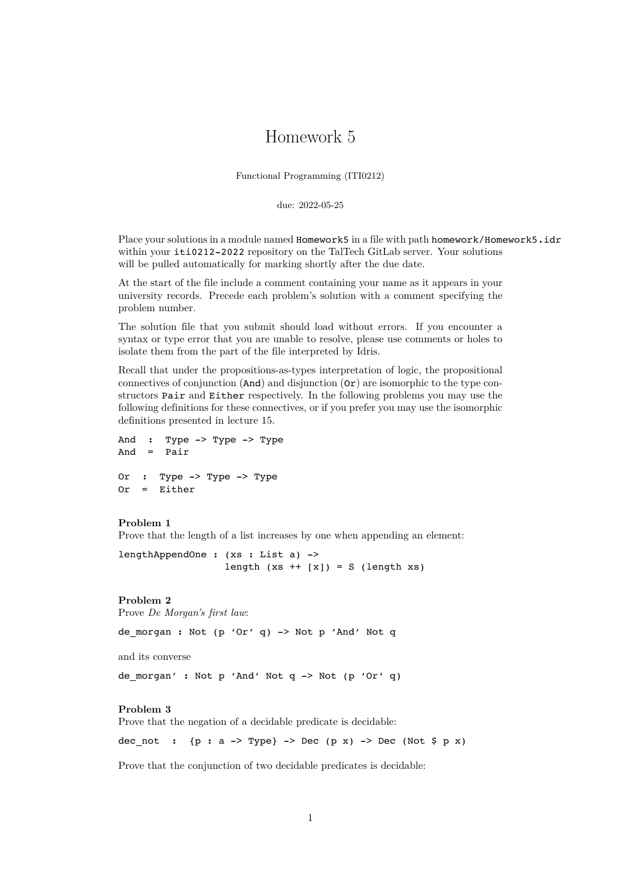# Homework 5

Functional Programming (ITI0212)

due: 2022-05-25

Place your solutions in a module named `Homework5` in a file with path `homework/Homework5.idr` within your `iti0212-2022` repository on the TalTech GitLab server. Your solutions will be pulled automatically for marking shortly after the due date.

At the start of the file include a comment containing your name as it appears in your university records. Precede each problem's solution with a comment specifying the problem number.

The solution file that you submit should load without errors. If you encounter a syntax or type error that you are unable to resolve, please use comments or holes to isolate them from the part of the file interpreted by Idris.

Recall that under the propositions-as-types interpretation of logic, the propositional connectives of conjunction (`And`) and disjunction (`Or`) are isomorphic to the type constructors `Pair` and `Either` respectively. In the following problems you may use the following definitions for these connectives, or if you prefer you may use the isomorphic definitions presented in lecture 15.

```
And  :  Type -> Type -> Type
And  =  Pair

Or  :  Type -> Type -> Type
Or  =  Either
```

**Problem 1**
Prove that the length of a list increases by one when appending an element:

```
lengthAppendOne : (xs : List a) ->
                  length (xs ++ [x]) = S (length xs)
```

**Problem 2**
Prove *De Morgan's first law*:

```
de_morgan : Not (p 'Or' q) -> Not p 'And' Not q
```

and its converse

```
de_morgan' : Not p 'And' Not q -> Not (p 'Or' q)
```

**Problem 3**
Prove that the negation of a decidable predicate is decidable:

```
dec_not  :  {p : a -> Type} -> Dec (p x) -> Dec (Not $ p x)
```

Prove that the conjunction of two decidable predicates is decidable: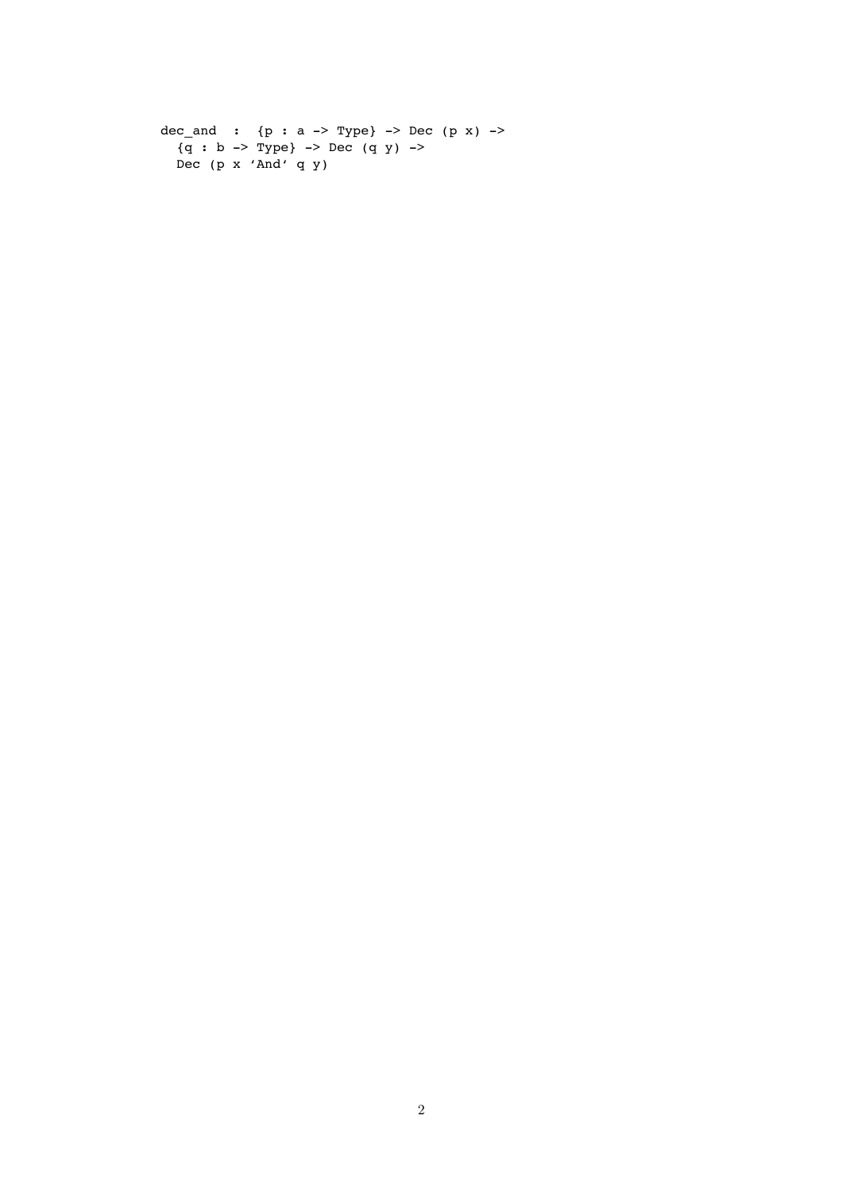```
dec_and  :  {p : a -> Type} -> Dec (p x) ->
  {q : b -> Type} -> Dec (q y) ->
  Dec (p x 'And' q y)
```